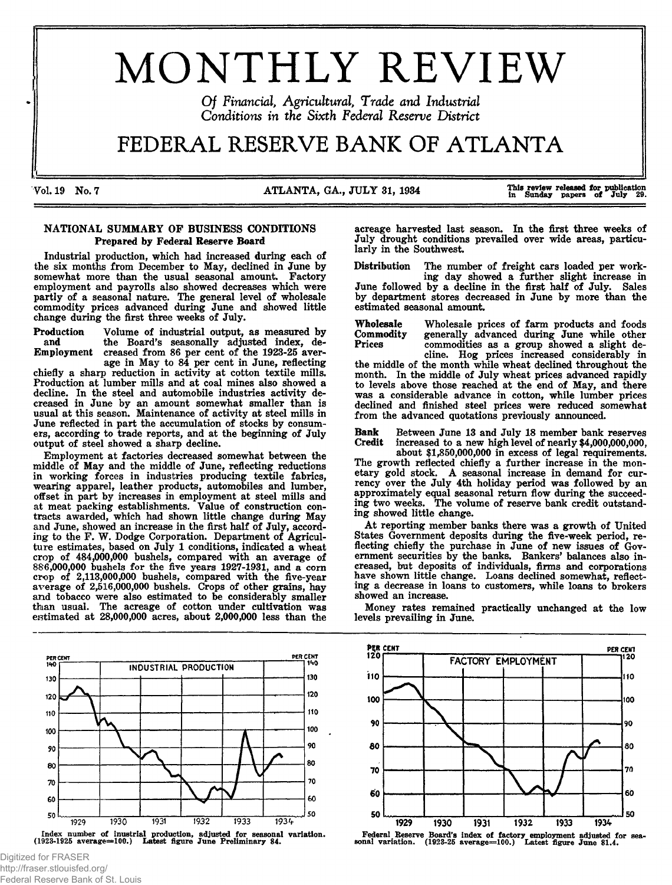# MONTHLY REVIEW

*Of Financial, Agricultural, Trade and Industrial Conditions in the Sixth Federal Reserve District*

# FEDERAL RESERVE BANK OF ATLANTA

Vol. 19 No. 7 — ATLANTA, GA., JULY 31, 1934 — This review released for publication in Sunday papers of July 29.

## NATIONAL SUMMARY OF BUSINESS CONDITIONS

### Prepared by Federal Reserve Board

Industrial production, which had increased during each of the six months from December to May, declined in June by somewhat more than the usual seasonal amount. Factory employment and payrolls also showed decreases which were partly of a seasonal nature. The general level of wholesale commodity prices advanced during June and showed little change during the first three weeks of July.

**Production and Employment** Volume of industrial output, as measured by the Board's seasonally adjusted index, decreased from 86 per cent of the 1923-25 average in May to 84 per cent in June, reflecting chiefly a sharp reduction in activity at cotton textile mills. Production at lumber mills and at coal mines also showed a decline. In the steel and automobile industries activity decreased in June by an amount somewhat smaller than is usual at this season. Maintenance of activity at steel mills in June reflected in part the accumulation of stocks by consumers, according to trade reports, and at the beginning of July output of steel showed a sharp decline.

Employment at factories decreased somewhat between the middle of May and the middle of June, reflecting reductions in working forces in industries producing textile fabrics, wearing apparel, leather products, automobiles and lumber, offset in part by increases in employment at steel mills and at meat packing establishments. Value of construction contracts awarded, which had shown little change during May and June, showed an increase in the first half of July, according to the F. W. Dodge Corporation. Department of Agriculture estimates, based on July 1 conditions, indicated a wheat crop of 484,000,000 bushels, compared with an average of 886,000,000 bushels for the five years 1927-1931, and a corn crop of 2,113,000,000 bushels, compared with the five-year average of 2,516,000,000 bushels. Crops of other grains, hay and tobacco were also estimated to be considerably smaller than usual. The acreage of cotton under cultivation was estimated at 28,000,000 acres, about 2,000,000 less than the acreage harvested last season. In the first three weeks of July drought conditions prevailed over wide areas, particularly in the Southwest.

**Distribution** The number of freight cars loaded per working day showed a further slight increase in June followed by a decline in the first half of July. Sales by department stores decreased in June by more than the estimated seasonal amount.

**Wholesale Commodity Prices** Wholesale prices of farm products and foods generally advanced during June while other commodities as a group showed a slight decline. Hog prices increased considerably in the middle of the month while wheat declined throughout the month. In the middle of July wheat prices advanced rapidly to levels above those reached at the end of May, and there was a considerable advance in cotton, while lumber prices declined and finished steel prices were reduced somewhat from the advanced quotations previously announced.

**Bank Credit** Between June 13 and July 18 member bank reserves increased to a new high level of nearly $4,000,000,000, about $1,850,000,000 in excess of legal requirements. The growth reflected chiefly a further increase in the monetary gold stock. A seasonal increase in demand for currency over the July 4th holiday period was followed by an approximately equal seasonal return flow during the succeeding two weeks. The volume of reserve bank credit outstanding showed little change.

At reporting member banks there was a growth of United States Government deposits during the five-week period, reflecting chiefly the purchase in June of new issues of Government securities by the banks. Bankers' balances also increased, but deposits of individuals, firms and corporations have shown little change. Loans declined somewhat, reflecting a decrease in loans to customers, while loans to brokers showed an increase.

Money rates remained practically unchanged at the low levels prevailing in June.

INDUSTRIAL PRODUCTION

Index number of industrial production, adjusted for seasonal variation. (1923-1925 average=100.) Latest figure June Preliminary 84.

FACTORY EMPLOYMENT

Federal Reserve Board's index of factory employment adjusted for seasonal variation. (1923-25 average=100.) Latest figure June 81.4.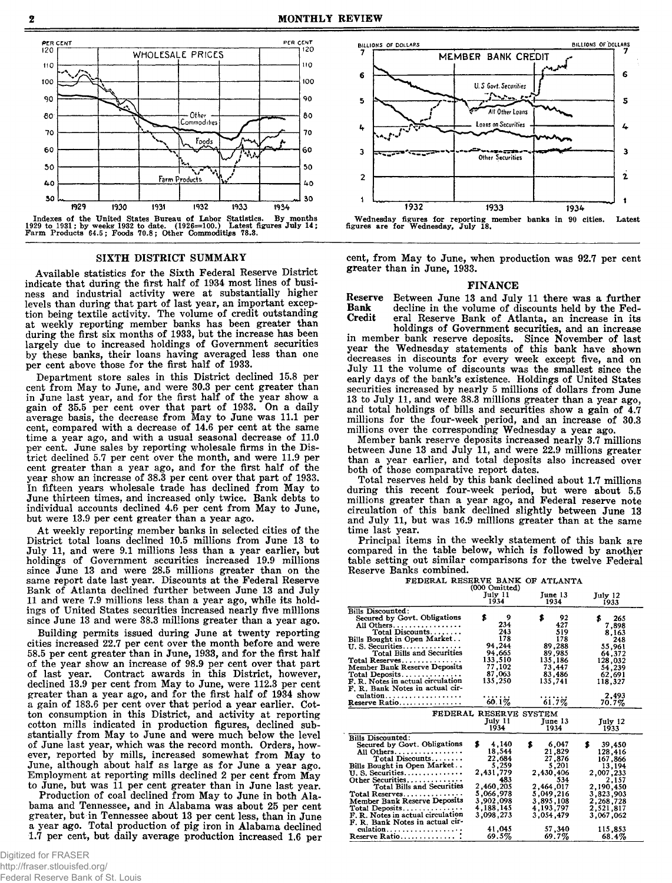Indexes of the United States Bureau of Labor Statistics. By months 1929 to 1931; by weeks 1932 to date. (1926=100.) Latest figures July 14; Farm Products 64.5; Foods 70.8; Other Commodities 78.3.

Wednesday figures for reporting member banks in 90 cities. Latest figures are for Wednesday, July 18.

## SIXTH DISTRICT SUMMARY

Available statistics for the Sixth Federal Reserve District indicate that during the first half of 1934 most lines of business and industrial activity were at substantially higher levels than during that part of last year, an important exception being textile activity. The volume of credit outstanding at weekly reporting member banks has been greater than during the first six months of 1933, but the increase has been largely due to increased holdings of Government securities by these banks, their loans having averaged less than one per cent above those for the first half of 1933.

Department store sales in this District declined 15.8 per cent from May to June, and were 30.3 per cent greater than in June last year, and for the first half of the year show a gain of 35.5 per cent over that part of 1933. On a daily average basis, the decrease from May to June was 11.1 per cent, compared with a decrease of 14.6 per cent at the same time a year ago, and with a usual seasonal decrease of 11.0 per cent. June sales by reporting wholesale firms in the District declined 5.7 per cent over the month, and were 11.9 per cent greater than a year ago, and for the first half of the year show an increase of 38.3 per cent over that part of 1933. In fifteen years wholesale trade has declined from May to June thirteen times, and increased only twice. Bank debts to individual accounts declined 4.6 per cent from May to June, but were 13.9 per cent greater than a year ago.

At weekly reporting member banks in selected cities of the District total loans declined 10.5 millions from June 13 to July 11, and were 9.1 millions less than a year earlier, but holdings of Government securities increased 19.9 millions since June 13 and were 28.5 millions greater than on the same report date last year. Discounts at the Federal Reserve Bank of Atlanta declined further between June 13 and July 11 and were 7.9 millions less than a year ago, while its holdings of United States securities increased nearly five millions since June 13 and were 38.3 millions greater than a year ago.

Building permits issued during June at twenty reporting cities increased 22.7 per cent over the month before and were 58.5 per cent greater than in June, 1933, and for the first half of the year show an increase of 98.9 per cent over that part of last year. Contract awards in this District, however, declined 13.9 per cent from May to June, were 112.3 per cent greater than a year ago, and for the first half of 1934 show a gain of 183.6 per cent over that period a year earlier. Cotton consumption in this District, and activity at reporting cotton mills indicated in production figures, declined substantially from May to June and were much below the level of June last year, which was the record month. Orders, however, reported by mills, increased somewhat from May to June, although about half as large as for June a year ago. Employment at reporting mills declined 2 per cent from May to June, but was 11 per cent greater than in June last year.

Production of coal declined from May to June in both Alabama and Tennessee, and in Alabama was about 25 per cent greater, but in Tennessee about 13 per cent less, than in June a year ago. Total production of pig iron in Alabama declined 1.7 per cent, but daily average production increased 1.6 per cent, from May to June, when production was 92.7 per cent greater than in June, 1933.

## FINANCE

**Reserve Bank Credit** Between June 13 and July 11 there was a further decline in the volume of discounts held by the Federal Reserve Bank of Atlanta, an increase in its holdings of Government securities, and an increase in member bank reserve deposits. Since November of last year the Wednesday statements of this bank have shown decreases in discounts for every week except five, and on July 11 the volume of discounts was the smallest since the early days of the bank's existence. Holdings of United States securities increased by nearly 5 millions of dollars from June 13 to July 11, and were 38.3 millions greater than a year ago, and total holdings of bills and securities show a gain of 4.7 millions for the four-week period, and an increase of 30.3 millions over the corresponding Wednesday a year ago.

Member bank reserve deposits increased nearly 3.7 millions between June 13 and July 11, and were 22.9 millions greater than a year earlier, and total deposits also increased over both of those comparative report dates.

Total reserves held by this bank declined about 1.7 millions during this recent four-week period, but were about 5.5 millions greater than a year ago, and Federal reserve note circulation of this bank declined slightly between June 13 and July 11, but was 16.9 millions greater than at the same time last year.

Principal items in the weekly statement of this bank are compared in the table below, which is followed by another table setting out similar comparisons for the twelve Federal Reserve Banks combined.

FEDERAL RESERVE BANK OF ATLANTA
(000 Omitted)

| | July 11 1934 | June 13 1934 | July 12 1933 |
|---|---|---|---|
| Bills Discounted: | | | |
| Secured by Govt. Obligations | $ 9 | $ 92 | $ 265 |
| All Others | 234 | 427 | 7,898 |
| Total Discounts | 243 | 519 | 8,163 |
| Bills Bought in Open Market | 178 | 178 | 248 |
| U. S. Securities | 94,244 | 89,288 | 55,961 |
| Total Bills and Securities | 94,665 | 89,985 | 64,372 |
| Total Reserves | 133,510 | 135,186 | 128,032 |
| Member Bank Reserve Deposits | 77,102 | 73,447 | 54,239 |
| Total Deposits | 87,063 | 83,486 | 62,691 |
| F. R. Notes in actual circulation | 135,250 | 135,741 | 118,327 |
| F. R. Bank Notes in actual circulation | ...... | ...... | 2,493 |
| Reserve Ratio | 60.1% | 61.7% | 70.7% |

FEDERAL RESERVE SYSTEM

| | July 11 1934 | June 13 1934 | July 12 1933 |
|---|---|---|---|
| Bills Discounted: | | | |
| Secured by Govt. Obligations | $ 4,140 | $ 6,047 | $ 39,450 |
| All Others | 18,544 | 21,829 | 128,416 |
| Total Discounts | 22,684 | 27,876 | 167,866 |
| Bills Bought in Open Market | 5,259 | 5,201 | 13,194 |
| U. S. Securities | 2,431,779 | 2,430,406 | 2,007,233 |
| Other Securities | 483 | 534 | 2,157 |
| Total Bills and Securities | 2,460,205 | 2,464,017 | 2,190,450 |
| Total Reserves | 5,066,978 | 5,049,216 | 3,823,903 |
| Member Bank Reserve Deposits | 3,902,098 | 3,895,108 | 2,268,728 |
| Total Deposits | 4,188,145 | 4,193,797 | 2,521,817 |
| F. R. Notes in actual circulation | 3,098,273 | 3,054,479 | 3,067,062 |
| F. R. Bank Notes in actual circulation | 41,045 | 57,340 | 115,853 |
| Reserve Ratio | 69.5% | 69.7% | 68.4% |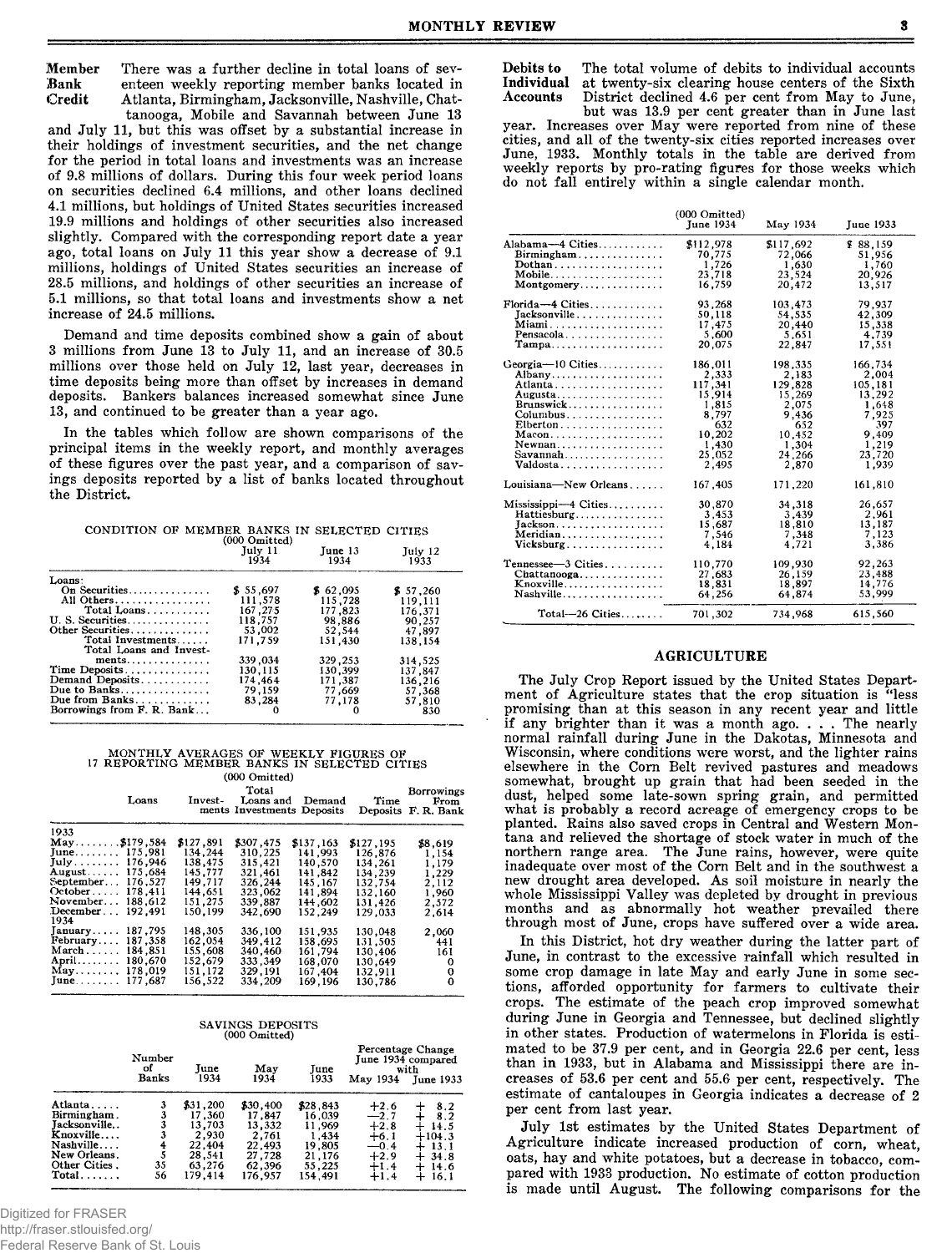**Member Bank Credit** There was a further decline in total loans of seventeen weekly reporting member banks located in Atlanta, Birmingham, Jacksonville, Nashville, Chattanooga, Mobile and Savannah between June 13 and July 11, but this was offset by a substantial increase in their holdings of investment securities, and the net change for the period in total loans and investments was an increase of 9.8 millions of dollars. During this four week period loans on securities declined 6.4 millions, and other loans declined 4.1 millions, but holdings of United States securities increased 19.9 millions and holdings of other securities also increased slightly. Compared with the corresponding report date a year ago, total loans on July 11 this year show a decrease of 9.1 millions, holdings of United States securities an increase of 28.5 millions, and holdings of other securities an increase of 5.1 millions, so that total loans and investments show a net increase of 24.5 millions.

Demand and time deposits combined show a gain of about 3 millions from June 13 to July 11, and an increase of 30.5 millions over those held on July 12, last year, decreases in time deposits being more than offset by increases in demand deposits. Bankers balances increased somewhat since June 13, and continued to be greater than a year ago.

In the tables which follow are shown comparisons of the principal items in the weekly report, and monthly averages of these figures over the past year, and a comparison of savings deposits reported by a list of banks located throughout the District.

CONDITION OF MEMBER BANKS IN SELECTED CITIES
(000 Omitted)

| | July 11 1934 | June 13 1934 | July 12 1933 |
|---|---|---|---|
| Loans: | | | |
| On Securities | $ 55,697 | $ 62,095 | $ 57,260 |
| All Others | 111,578 | 115,728 | 119,111 |
| Total Loans | 167,275 | 177,823 | 176,371 |
| U. S. Securities | 118,757 | 98,886 | 90,257 |
| Other Securities | 53,002 | 52,544 | 47,897 |
| Total Investments | 171,759 | 151,430 | 138,154 |
| Total Loans and Investments | 339,034 | 329,253 | 314,525 |
| Time Deposits | 130,115 | 130,399 | 137,847 |
| Demand Deposits | 174,464 | 171,387 | 136,216 |
| Due to Banks | 79,159 | 77,669 | 57,368 |
| Due from Banks | 83,284 | 77,178 | 57,810 |
| Borrowings from F. R. Bank | 0 | 0 | 830 |

MONTHLY AVERAGES OF WEEKLY FIGURES OF 17 REPORTING MEMBER BANKS IN SELECTED CITIES
(000 Omitted)

| | Loans | Investments | Total Loans and Investments | Demand Deposits | Time Deposits | Borrowings From F. R. Bank |
|---|---|---|---|---|---|---|
| 1933 | | | | | | |
| May | $179,584 | $127,891 | $307,475 | $137,163 | $127,195 | $8,619 |
| June | 175,981 | 134,244 | 310,225 | 141,993 | 126,876 | 1,154 |
| July | 176,946 | 138,475 | 315,421 | 140,570 | 134,261 | 1,179 |
| August | 175,684 | 145,777 | 321,461 | 141,842 | 134,239 | 1,229 |
| September | 176,527 | 149,717 | 326,244 | 145,167 | 132,754 | 2,112 |
| October | 178,411 | 144,651 | 323,062 | 141,894 | 132,160 | 1,960 |
| November | 188,612 | 151,275 | 339,887 | 144,602 | 131,426 | 2,572 |
| December | 192,491 | 150,199 | 342,690 | 152,249 | 129,033 | 2,614 |
| 1934 | | | | | | |
| January | 187,795 | 148,305 | 336,100 | 151,935 | 130,048 | 2,060 |
| February | 187,358 | 162,054 | 349,412 | 158,695 | 131,505 | 441 |
| March | 184,851 | 155,608 | 340,460 | 161,794 | 130,406 | 161 |
| April | 180,670 | 152,679 | 333,349 | 168,070 | 130,649 | 0 |
| May | 178,019 | 151,172 | 329,191 | 167,404 | 132,911 | 0 |
| June | 177,687 | 156,522 | 334,209 | 169,196 | 130,786 | 0 |

SAVINGS DEPOSITS
(000 Omitted)

| | Number of Banks | June 1934 | May 1934 | June 1933 | Percentage Change June 1934 compared with May 1934 | June 1933 |
|---|---|---|---|---|---|---|
| Atlanta | 3 | $31,200 | $30,400 | $28,843 | +2.6 | + 8.2 |
| Birmingham | 3 | 17,360 | 17,847 | 16,039 | −2.7 | + 8.2 |
| Jacksonville | 3 | 13,703 | 13,332 | 11,969 | +2.8 | + 14.5 |
| Knoxville | 3 | 2,930 | 2,761 | 1,434 | +6.1 | +104.3 |
| Nashville | 4 | 22,404 | 22,493 | 19,805 | −0.4 | + 13.1 |
| New Orleans | 5 | 28,541 | 27,728 | 21,176 | +2.9 | + 34.8 |
| Other Cities | 35 | 63,276 | 62,396 | 55,225 | +1.4 | + 14.6 |
| Total | 56 | 179,414 | 176,957 | 154,491 | +1.4 | + 16.1 |

**Debits to Individual Accounts** The total volume of debits to individual accounts at twenty-six clearing house centers of the Sixth District declined 4.6 per cent from May to June, but was 13.9 per cent greater than in June last year. Increases over May were reported from nine of these cities, and all of the twenty-six cities reported increases over June, 1933. Monthly totals in the table are derived from weekly reports by pro-rating figures for those weeks which do not fall entirely within a single calendar month.

| (000 Omitted) | June 1934 | May 1934 | June 1933 |
|---|---|---|---|
| Alabama—4 Cities | $112,978 | $117,692 | $ 88,159 |
| Birmingham | 70,775 | 72,066 | 51,956 |
| Dothan | 1,726 | 1,630 | 1,760 |
| Mobile | 23,718 | 23,524 | 20,926 |
| Montgomery | 16,759 | 20,472 | 13,517 |
| Florida—4 Cities | 93,268 | 103,473 | 79,937 |
| Jacksonville | 50,118 | 54,535 | 42,309 |
| Miami | 17,475 | 20,440 | 15,338 |
| Pensacola | 5,600 | 5,651 | 4,739 |
| Tampa | 20,075 | 22,847 | 17,551 |
| Georgia—10 Cities | 186,011 | 198,335 | 166,734 |
| Albany | 2,333 | 2,183 | 2,004 |
| Atlanta | 117,341 | 129,828 | 105,181 |
| Augusta | 15,914 | 15,269 | 13,292 |
| Brunswick | 1,815 | 2,075 | 1,648 |
| Columbus | 8,797 | 9,436 | 7,925 |
| Elberton | 632 | 652 | 397 |
| Macon | 10,202 | 10,452 | 9,409 |
| Newnan | 1,430 | 1,304 | 1,219 |
| Savannah | 25,052 | 24,266 | 23,720 |
| Valdosta | 2,495 | 2,870 | 1,939 |
| Louisiana—New Orleans | 167,405 | 171,220 | 161,810 |
| Mississippi—4 Cities | 30,870 | 34,318 | 26,657 |
| Hattiesburg | 3,453 | 3,439 | 2,961 |
| Jackson | 15,687 | 18,810 | 13,187 |
| Meridian | 7,546 | 7,348 | 7,123 |
| Vicksburg | 4,184 | 4,721 | 3,386 |
| Tennessee—3 Cities | 110,770 | 109,930 | 92,263 |
| Chattanooga | 27,683 | 26,159 | 23,488 |
| Knoxville | 18,831 | 18,897 | 14,776 |
| Nashville | 64,256 | 64,874 | 53,999 |
| Total—26 Cities | 701,302 | 734,968 | 615,560 |

## AGRICULTURE

The July Crop Report issued by the United States Department of Agriculture states that the crop situation is "less promising than at this season in any recent year and little if any brighter than it was a month ago. . . . The nearly normal rainfall during June in the Dakotas, Minnesota and Wisconsin, where conditions were worst, and the lighter rains elsewhere in the Corn Belt revived pastures and meadows somewhat, brought up grain that had been seeded in the dust, helped some late-sown spring grain, and permitted what is probably a record acreage of emergency crops to be planted. Rains also saved crops in Central and Western Montana and relieved the shortage of stock water in much of the northern range area. The June rains, however, were quite inadequate over most of the Corn Belt and in the southwest a new drought area developed. As soil moisture in nearly the whole Mississippi Valley was depleted by drought in previous months and as abnormally hot weather prevailed there through most of June, crops have suffered over a wide area.

In this District, hot dry weather during the latter part of June, in contrast to the excessive rainfall which resulted in some crop damage in late May and early June in some sections, afforded opportunity for farmers to cultivate their crops. The estimate of the peach crop improved somewhat during June in Georgia and Tennessee, but declined slightly in other states. Production of watermelons in Florida is estimated to be 37.9 per cent, and in Georgia 22.6 per cent, less than in 1933, but in Alabama and Mississippi there are increases of 53.6 per cent and 55.6 per cent, respectively. The estimate of cantaloupes in Georgia indicates a decrease of 2 per cent from last year.

July 1st estimates by the United States Department of Agriculture indicate increased production of corn, wheat, oats, hay and white potatoes, but a decrease in tobacco, compared with 1933 production. No estimate of cotton production is made until August. The following comparisons for the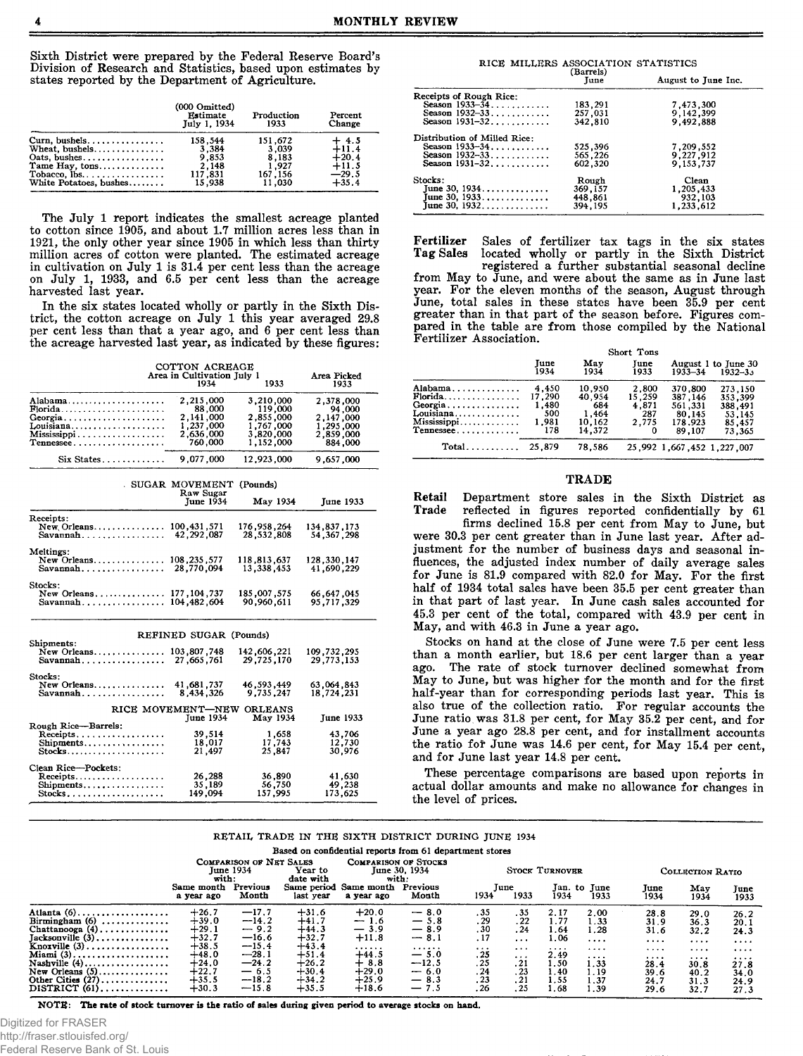Sixth District were prepared by the Federal Reserve Board's Division of Research and Statistics, based upon estimates by states reported by the Department of Agriculture.

| | (000 Omitted) Estimate July 1, 1934 | Production 1933 | Percent Change |
|---|---|---|---|
| Corn, bushels | 158,544 | 151,672 | + 4.5 |
| Wheat, bushels | 3,384 | 3,039 | +11.4 |
| Oats, bushes | 9,853 | 8,183 | +20.4 |
| Tame Hay, tons | 2,148 | 1,927 | +11.5 |
| Tobacco, lbs | 117,831 | 167,156 | —29.5 |
| White Potatoes, bushes | 15,938 | 11,030 | +35.4 |

The July 1 report indicates the smallest acreage planted to cotton since 1905, and about 1.7 million acres less than in 1921, the only other year since 1905 in which less than thirty million acres of cotton were planted. The estimated acreage in cultivation on July 1 is 31.4 per cent less than the acreage on July 1, 1933, and 6.5 per cent less than the acreage harvested last year.

In the six states located wholly or partly in the Sixth District, the cotton acreage on July 1 this year averaged 29.8 per cent less than that a year ago, and 6 per cent less than the acreage harvested last year, as indicated by these figures:

COTTON ACREAGE

| | Area in Cultivation July 1 1934 | 1933 | Area Picked 1933 |
|---|---|---|---|
| Alabama | 2,215,000 | 3,210,000 | 2,378,000 |
| Florida | 88,000 | 119,000 | 94,000 |
| Georgia | 2,141,000 | 2,855,000 | 2,147,000 |
| Louisiana | 1,237,000 | 1,767,000 | 1,295,000 |
| Mississippi | 2,636,000 | 3,820,000 | 2,859,000 |
| Tennessee | 760,000 | 1,152,000 | 884,000 |
| Six States | 9,077,000 | 12,923,000 | 9,657,000 |

SUGAR MOVEMENT (Pounds)

| Raw Sugar | June 1934 | May 1934 | June 1933 |
|---|---|---|---|
| **Receipts:** | | | |
| New Orleans | 100,431,571 | 176,958,264 | 134,837,173 |
| Savannah | 42,292,087 | 28,532,808 | 54,367,298 |
| **Meltings:** | | | |
| New Orleans | 108,235,577 | 118,813,637 | 128,330,147 |
| Savannah | 28,770,094 | 13,338,453 | 41,690,229 |
| **Stocks:** | | | |
| New Orleans | 177,104,737 | 185,007,575 | 66,647,045 |
| Savannah | 104,482,604 | 90,960,611 | 95,717,329 |

REFINED SUGAR (Pounds)

| | June 1934 | May 1934 | June 1933 |
|---|---|---|---|
| **Shipments:** | | | |
| New Orleans | 103,807,748 | 142,606,221 | 109,732,295 |
| Savannah | 27,665,761 | 29,725,170 | 29,773,153 |
| **Stocks:** | | | |
| New Orleans | 41,681,737 | 46,593,449 | 63,064,843 |
| Savannah | 8,434,326 | 9,735,247 | 18,724,231 |

RICE MOVEMENT—NEW ORLEANS

| | June 1934 | May 1934 | June 1933 |
|---|---|---|---|
| **Rough Rice—Barrels:** | | | |
| Receipts | 39,514 | 1,658 | 43,706 |
| Shipments | 18,017 | 17,743 | 12,730 |
| Stocks | 21,497 | 25,847 | 30,976 |
| **Clean Rice—Pockets:** | | | |
| Receipts | 26,288 | 36,890 | 41,630 |
| Shipments | 35,189 | 56,750 | 49,238 |
| Stocks | 149,094 | 157,995 | 173,625 |

RICE MILLERS ASSOCIATION STATISTICS (Barrels)

| | June | August to June Inc. |
|---|---|---|
| **Receipts of Rough Rice:** | | |
| Season 1933-34 | 183,291 | 7,473,300 |
| Season 1932-33 | 257,031 | 9,142,399 |
| Season 1931-32 | 342,810 | 9,492,888 |
| **Distribution of Milled Rice:** | | |
| Season 1933-34 | 525,396 | 7,209,552 |
| Season 1932-33 | 565,226 | 9,227,912 |
| Season 1931-32 | 602,320 | 9,153,737 |
| **Stocks:** | Rough | Clean |
| June 30, 1934 | 369,157 | 1,205,433 |
| June 30, 1933 | 448,861 | 932,103 |
| June 30, 1932 | 394,195 | 1,233,612 |

**Fertilizer Tag Sales** Sales of fertilizer tax tags in the six states located wholly or partly in the Sixth District registered a further substantial seasonal decline from May to June, and were about the same as in June last year. For the eleven months of the season, August through June, total sales in these states have been 35.9 per cent greater than in that part of the season before. Figures compared in the table are from those compiled by the National Fertilizer Association.

Short Tons

| | June 1934 | May 1934 | June 1933 | August 1 to June 30 1933-34 | 1932-33 |
|---|---|---|---|---|---|
| Alabama | 4,450 | 10,950 | 2,800 | 370,800 | 273,150 |
| Florida | 17,290 | 40,954 | 15,259 | 387,146 | 353,399 |
| Georgia | 1,480 | 684 | 4,871 | 561,331 | 388,491 |
| Louisiana | 500 | 1,464 | 287 | 80,145 | 53,145 |
| Mississippi | 1,981 | 10,162 | 2,775 | 178,923 | 85,457 |
| Tennessee | 178 | 14,372 | 0 | 89,107 | 73,365 |
| Total | 25,879 | 78,586 | 25,992 | 1,667,452 | 1,227,007 |

## TRADE

**Retail Trade** Department store sales in the Sixth District as reflected in figures reported confidentially by 61 firms declined 15.8 per cent from May to June, but were 30.3 per cent greater than in June last year. After adjustment for the number of business days and seasonal influences, the adjusted index number of daily average sales for June is 81.9 compared with 82.0 for May. For the first half of 1934 total sales have been 35.5 per cent greater than in that part of last year. In June cash sales accounted for 45.3 per cent of the total, compared with 43.9 per cent in May, and with 46.3 in June a year ago.

Stocks on hand at the close of June were 7.5 per cent less than a month earlier, but 18.6 per cent larger than a year ago. The rate of stock turnover declined somewhat from May to June, but was higher for the month and for the first half-year than for corresponding periods last year. This is also true of the collection ratio. For regular accounts the June ratio was 31.8 per cent, for May 35.2 per cent, and for June a year ago 28.8 per cent, and for installment accounts the ratio for June was 14.6 per cent, for May 15.4 per cent, and for June last year 14.8 per cent.

These percentage comparisons are based upon reports in actual dollar amounts and make no allowance for changes in the level of prices.

RETAIL TRADE IN THE SIXTH DISTRICT DURING JUNE 1934

Based on confidential reports from 61 department stores

| | Comparison of Net Sales June 1934 with: | | Year to date with | Comparison of Stocks June 30, 1934 with: | | Stock Turnover | | | | Collection Ratio | | |
|---|---|---|---|---|---|---|---|---|---|---|---|---|
| | Same month a year ago | Previous Month | Same period last year | Same month a year ago | Previous Month | June 1934 | June 1933 | Jan. to June 1934 | Jan. to June 1933 | June 1934 | May 1934 | June 1933 |
| Atlanta (6) | +26.7 | —17.7 | +31.6 | +20.0 | — 8.0 | .35 | .35 | 2.17 | 2.00 | 28.8 | 29.0 | 26.2 |
| Birmingham (6) | +39.0 | —14.2 | +41.7 | — 1.6 | — 5.8 | .29 | .22 | 1.77 | 1.33 | 31.9 | 36.3 | 20.1 |
| Chattanooga (4) | +29.1 | — 9.2 | +44.3 | — 3.9 | — 8.9 | .30 | .24 | 1.64 | 1.28 | 31.6 | 32.2 | 24.3 |
| Jacksonville (3) | +32.7 | —16.6 | +32.7 | +11.8 | — 8.1 | .17 | .... | 1.06 | .... | .... | .... | .... |
| Knoxville (3) | +38.5 | —15.4 | +43.4 | .... | .... | .... | .... | .... | .... | .... | .... | .... |
| Miami (3) | +48.0 | —28.1 | +51.4 | +44.5 | — 5.0 | .25 | .... | 2.49 | .... | .... | .... | .... |
| Nashville (4) | +24.0 | —24.2 | +26.2 | + 8.8 | —12.5 | .25 | .21 | 1.50 | 1.33 | 28.4 | 30.8 | 27.8 |
| New Orleans (5) | +22.7 | — 6.5 | +30.4 | +29.0 | — 6.0 | .24 | .23 | 1.40 | 1.19 | 39.6 | 40.2 | 34.0 |
| Other Cities (27) | +35.5 | —18.2 | +34.2 | +25.9 | — 8.3 | .23 | .21 | 1.55 | 1.37 | 24.7 | 31.3 | 24.9 |
| DISTRICT (61) | +30.3 | —15.8 | +35.5 | +18.6 | — 7.5 | .26 | .25 | 1.68 | 1.39 | 29.6 | 32.7 | 27.3 |

**NOTE: The rate of stock turnover is the ratio of sales during given period to average stocks on hand.**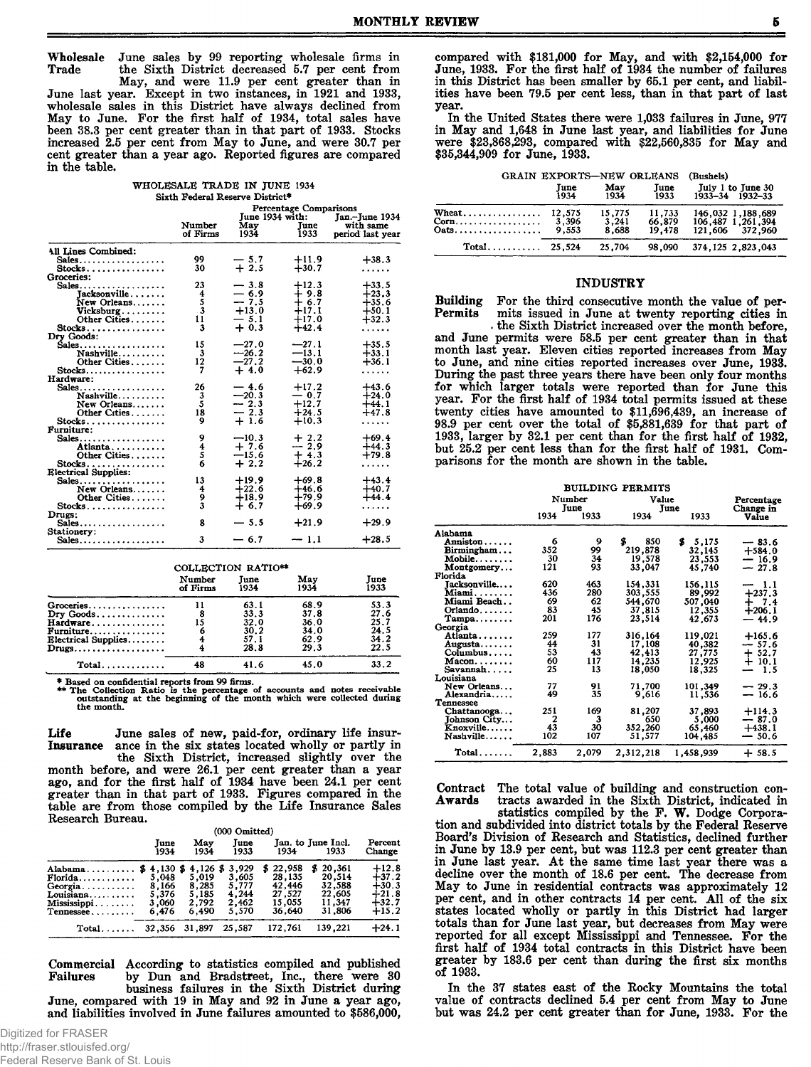**Wholesale Trade** June sales by 99 reporting wholesale firms in the Sixth District decreased 5.7 per cent from May, and were 11.9 per cent greater than in June last year. Except in two instances, in 1921 and 1933, wholesale sales in this District have always declined from May to June. For the first half of 1934, total sales have been 38.3 per cent greater than in that part of 1933. Stocks increased 2.5 per cent from May to June, and were 30.7 per cent greater than a year ago. Reported figures are compared in the table.

WHOLESALE TRADE IN JUNE 1934
Sixth Federal Reserve District*

| | Number of Firms | Percentage Comparisons June 1934 with: May 1934 | June 1933 | Jan.-June 1934 with same period last year |
|---|---|---|---|---|
| All Lines Combined: | | | | |
| Sales | 99 | — 5.7 | +11.9 | +38.3 |
| Stocks | 30 | + 2.5 | +30.7 | ...... |
| Groceries: | | | | |
| Sales | 23 | — 3.8 | +12.3 | +33.5 |
| Jacksonville | 4 | — 6.9 | + 9.8 | +23.3 |
| New Orleans | 5 | — 7.5 | + 6.7 | +35.6 |
| Vicksburg | 3 | +13.0 | +17.1 | +50.1 |
| Other Cities | 11 | — 5.1 | +17.0 | +32.3 |
| Stocks | 3 | + 0.3 | +42.4 | ...... |
| Dry Goods: | | | | |
| Sales | 15 | —27.0 | —27.1 | +35.5 |
| Nashville | 3 | —26.2 | —13.1 | +33.1 |
| Other Cities | 12 | —27.2 | —30.0 | +36.1 |
| Stocks | 7 | + 4.0 | +62.9 | ...... |
| Hardware: | | | | |
| Sales | 26 | — 4.6 | +17.2 | +43.6 |
| Nashville | 3 | —20.3 | — 0.7 | +24.0 |
| New Orleans | 5 | — 2.3 | +12.7 | +44.1 |
| Other Cities | 18 | — 2.3 | +24.5 | +47.8 |
| Stocks | 9 | + 1.6 | +10.3 | ...... |
| Furniture: | | | | |
| Sales | 9 | —10.3 | + 2.2 | +69.4 |
| Atlanta | 4 | + 7.6 | — 2.9 | +44.3 |
| Other Cities | 5 | —15.6 | + 4.3 | +79.8 |
| Stocks | 6 | + 2.2 | +26.2 | ...... |
| Electrical Supplies: | | | | |
| Sales | 13 | +19.9 | +69.8 | +43.4 |
| New Orleans | 4 | +22.6 | +46.6 | +40.7 |
| Other Cities | 9 | +18.9 | +79.9 | +44.4 |
| Stocks | 3 | + 6.7 | +69.9 | ...... |
| Drugs: | | | | |
| Sales | 8 | — 5.5 | +21.9 | +29.9 |
| Stationery: | | | | |
| Sales | 3 | — 6.7 | — 1.1 | +28.5 |

COLLECTION RATIO**

| | Number of Firms | June 1934 | May 1934 | June 1933 |
|---|---|---|---|---|
| Groceries | 11 | 63.1 | 68.9 | 53.3 |
| Dry Goods | 8 | 33.3 | 37.8 | 27.6 |
| Hardware | 15 | 32.0 | 36.0 | 25.7 |
| Furniture | 6 | 30.2 | 34.0 | 24.5 |
| Electrical Supplies | 4 | 57.1 | 62.9 | 34.2 |
| Drugs | 4 | 28.8 | 29.3 | 22.5 |
| Total | 48 | 41.6 | 45.0 | 33.2 |

\* Based on confidential reports from 99 firms.
\*\* The Collection Ratio is the percentage of accounts and notes receivable outstanding at the beginning of the month which were collected during the month.

**Life Insurance** June sales of new, paid-for, ordinary life insurance in the six states located wholly or partly in the Sixth District, increased slightly over the month before, and were 26.1 per cent greater than a year ago, and for the first half of 1934 have been 24.1 per cent greater than in that part of 1933. Figures compared in the table are from those compiled by the Life Insurance Sales Research Bureau.

(000 Omitted)

| | June 1934 | May 1934 | June 1933 | Jan. to June Incl. 1934 | 1933 | Percent Change |
|---|---|---|---|---|---|---|
| Alabama | $ 4,130 | $ 4,126 | $ 3,929 | $ 22,958 | $ 20,361 | +12.8 |
| Florida | 5,048 | 5,019 | 3,605 | 28,135 | 20,514 | +37.2 |
| Georgia | 8,166 | 8,285 | 5,777 | 42,446 | 32,588 | +30.3 |
| Louisiana | 5,376 | 5,185 | 4,244 | 27,527 | 22,605 | +21.8 |
| Mississippi | 3,060 | 2,792 | 2,462 | 15,055 | 11,347 | +32.7 |
| Tennessee | 6,476 | 6,490 | 5,570 | 36,640 | 31,806 | +15.2 |
| Total | 32,356 | 31,897 | 25,587 | 172,761 | 139,221 | +24.1 |

**Commercial Failures** According to statistics compiled and published by Dun and Bradstreet, Inc., there were 30 business failures in the Sixth District during June, compared with 19 in May and 92 in June a year ago, and liabilities involved in June failures amounted to $586,000, compared with $181,000 for May, and with $2,154,000 for June, 1933. For the first half of 1934 the number of failures in this District has been smaller by 65.1 per cent, and liabilities have been 79.5 per cent less, than in that part of last year.

In the United States there were 1,033 failures in June, 977 in May and 1,648 in June last year, and liabilities for June were $23,868,293, compared with $22,560,835 for May and $35,344,909 for June, 1933.

GRAIN EXPORTS—NEW ORLEANS (Bushels)

| | June 1934 | May 1934 | June 1933 | July 1 to June 30 1933–34 | 1932–33 |
|---|---|---|---|---|---|
| Wheat | 12,575 | 15,775 | 11,733 | 146,032 | 1,188,689 |
| Corn | 3,396 | 3,241 | 66,879 | 106,487 | 1,261,394 |
| Oats | 9,553 | 8,688 | 19,478 | 121,606 | 372,960 |
| Total | 25,524 | 25,704 | 98,090 | 374,125 | 2,823,043 |

## INDUSTRY

**Building Permits** For the third consecutive month the value of permits issued in June at twenty reporting cities in the Sixth District increased over the month before, and June permits were 58.5 per cent greater than in that month last year. Eleven cities reported increases from May to June, and nine cities reported increases over June, 1933. During the past three years there have been only four months for which larger totals were reported than for June this year. For the first half of 1934 total permits issued at these twenty cities have amounted to $11,696,439, an increase of 98.9 per cent over the total of $5,881,639 for that part of 1933, larger by 32.1 per cent than for the first half of 1932, but 25.2 per cent less than for the first half of 1931. Comparisons for the month are shown in the table.

BUILDING PERMITS

| | Number June 1934 | 1933 | Value June 1934 | 1933 | Percentage Change in Value |
|---|---|---|---|---|---|
| Alabama | | | | | |
| Anniston | 6 | 9 | $ 850 | $ 5,175 | — 83.6 |
| Birmingham | 352 | 99 | 219,878 | 32,145 | +584.0 |
| Mobile | 30 | 34 | 19,578 | 23,553 | — 16.9 |
| Montgomery | 121 | 93 | 33,047 | 45,740 | — 27.8 |
| Florida | | | | | |
| Jacksonville | 620 | 463 | 154,331 | 156,115 | — 1.1 |
| Miami | 436 | 280 | 303,555 | 89,992 | +237.3 |
| Miami Beach | 69 | 62 | 544,670 | 507,040 | + 7.4 |
| Orlando | 83 | 45 | 37,815 | 12,355 | +206.1 |
| Tampa | 201 | 176 | 23,514 | 42,673 | — 44.9 |
| Georgia | | | | | |
| Atlanta | 259 | 177 | 316,164 | 119,021 | +165.6 |
| Augusta | 44 | 31 | 17,108 | 40,382 | — 57.6 |
| Columbus | 53 | 43 | 42,413 | 27,775 | + 52.7 |
| Macon | 60 | 117 | 14,235 | 12,925 | + 10.1 |
| Savannah | 25 | 13 | 18,050 | 18,325 | — 1.5 |
| Louisiana | | | | | |
| New Orleans | 77 | 91 | 71,700 | 101,349 | — 29.3 |
| Alexandria | 49 | 35 | 9,616 | 11,536 | — 16.6 |
| Tennessee | | | | | |
| Chattanooga | 251 | 169 | 81,207 | 37,893 | +114.3 |
| Johnson City | 2 | 3 | 650 | 5,000 | — 87.0 |
| Knoxville | 43 | 30 | 352,260 | 65,460 | +438.1 |
| Nashville | 102 | 107 | 51,577 | 104,485 | — 50.6 |
| Total | 2,883 | 2,079 | 2,312,218 | 1,458,939 | + 58.5 |

**Contract Awards** The total value of building and construction contracts awarded in the Sixth District, indicated in statistics compiled by the F. W. Dodge Corporation and subdivided into district totals by the Federal Reserve Board's Division of Research and Statistics, declined further in June by 13.9 per cent, but was 112.3 per cent greater than in June last year. At the same time last year there was a decline over the month of 18.6 per cent. The decrease from May to June in residential contracts was approximately 12 per cent, and in other contracts 14 per cent. All of the six states located wholly or partly in this District had larger totals than for June last year, but decreases from May were reported for all except Mississippi and Tennessee. For the first half of 1934 total contracts in this District have been greater by 183.6 per cent than during the first six months of 1933.

In the 37 states east of the Rocky Mountains the total value of contracts declined 5.4 per cent from May to June but was 24.2 per cent greater than for June, 1933. For the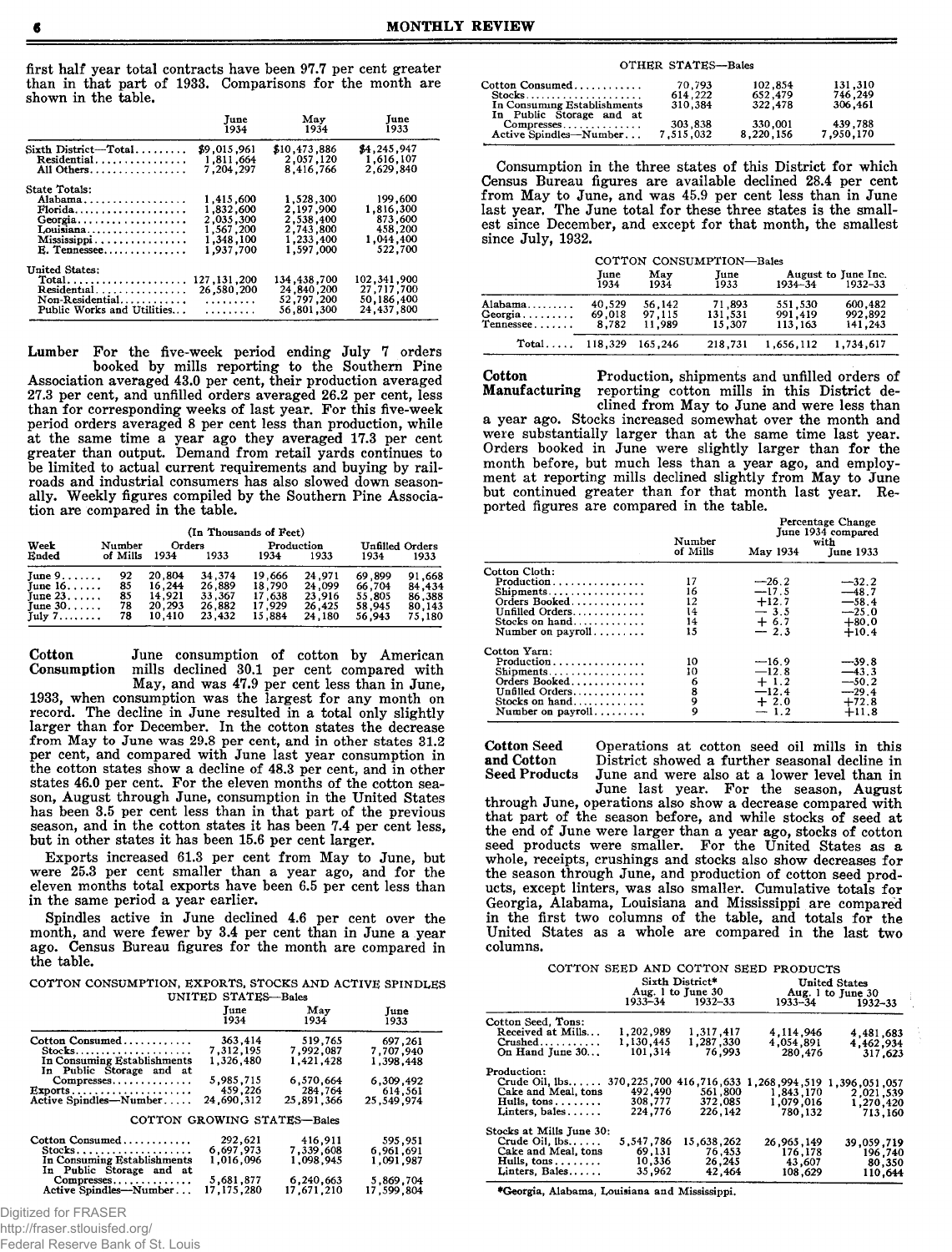first half year total contracts have been 97.7 per cent greater than in that part of 1933. Comparisons for the month are shown in the table.

| | June 1934 | May 1934 | June 1933 |
|---|---|---|---|
| Sixth District—Total | $9,015,961 | $10,473,886 | $4,245,947 |
| Residential | 1,811,664 | 2,057,120 | 1,616,107 |
| All Others | 7,204,297 | 8,416,766 | 2,629,840 |
| State Totals: | | | |
| Alabama | 1,415,600 | 1,528,300 | 199,600 |
| Florida | 1,832,600 | 2,197,900 | 1,816,300 |
| Georgia | 2,035,300 | 2,538,400 | 873,600 |
| Louisiana | 1,567,200 | 2,743,800 | 458,200 |
| Mississippi | 1,348,100 | 1,233,400 | 1,044,400 |
| E. Tennessee | 1,937,700 | 1,597,000 | 522,700 |
| United States: | | | |
| Total | 127,131,200 | 134,438,700 | 102,341,900 |
| Residential | 26,580,200 | 24,840,200 | 27,717,700 |
| Non-Residential | ......... | 52,797,200 | 50,186,400 |
| Public Works and Utilities | ......... | 56,801,300 | 24,437,800 |

**Lumber** For the five-week period ending July 7 orders booked by mills reporting to the Southern Pine Association averaged 43.0 per cent, their production averaged 27.3 per cent, and unfilled orders averaged 26.2 per cent, less than for corresponding weeks of last year. For this five-week period orders averaged 8 per cent less than production, while at the same time a year ago they averaged 17.3 per cent greater than output. Demand from retail yards continues to be limited to actual current requirements and buying by railroads and industrial consumers has also slowed down seasonally. Weekly figures compiled by the Southern Pine Association are compared in the table.

(In Thousands of Feet)

| Week Ended | Number of Mills | Orders 1934 | Orders 1933 | Production 1934 | Production 1933 | Unfilled Orders 1934 | Unfilled Orders 1933 |
|---|---|---|---|---|---|---|---|
| June 9 | 92 | 20,804 | 34,374 | 19,666 | 24,971 | 69,899 | 91,668 |
| June 16 | 85 | 16,244 | 26,889 | 18,790 | 24,099 | 66,704 | 84,434 |
| June 23 | 85 | 14,921 | 33,367 | 17,638 | 23,916 | 55,805 | 86,388 |
| June 30 | 78 | 20,293 | 26,882 | 17,929 | 26,425 | 58,945 | 80,143 |
| July 7 | 78 | 10,410 | 23,432 | 15,884 | 24,180 | 56,943 | 75,180 |

**Cotton Consumption** June consumption of cotton by American mills declined 30.1 per cent compared with May, and was 47.9 per cent less than in June, 1933, when consumption was the largest for any month on record. The decline in June resulted in a total only slightly larger than for December. In the cotton states the decrease from May to June was 29.8 per cent, and in other states 31.2 per cent, and compared with June last year consumption in the cotton states show a decline of 48.3 per cent, and in other states 46.0 per cent. For the eleven months of the cotton season, August through June, consumption in the United States has been 3.5 per cent less than in that part of the previous season, and in the cotton states it has been 7.4 per cent less, but in other states it has been 15.6 per cent larger.

Exports increased 61.3 per cent from May to June, but were 25.3 per cent smaller than a year ago, and for the eleven months total exports have been 6.5 per cent less than in the same period a year earlier.

Spindles active in June declined 4.6 per cent over the month, and were fewer by 3.4 per cent than in June a year ago. Census Bureau figures for the month are compared in the table.

COTTON CONSUMPTION, EXPORTS, STOCKS AND ACTIVE SPINDLES

UNITED STATES—Bales

| | June 1934 | May 1934 | June 1933 |
|---|---|---|---|
| Cotton Consumed | 363,414 | 519,765 | 697,261 |
| Stocks | 7,312,195 | 7,992,087 | 7,707,940 |
| In Consuming Establishments | 1,326,480 | 1,421,428 | 1,398,448 |
| In Public Storage and at Compresses | 5,985,715 | 6,570,664 | 6,309,492 |
| Exports | 459,226 | 284,764 | 614,561 |
| Active Spindles—Number | 24,690,312 | 25,891,366 | 25,549,974 |

COTTON GROWING STATES—Bales

| | June 1934 | May 1934 | June 1933 |
|---|---|---|---|
| Cotton Consumed | 292,621 | 416,911 | 595,951 |
| Stocks | 6,697,973 | 7,339,608 | 6,961,691 |
| In Consuming Establishments | 1,016,096 | 1,098,945 | 1,091,987 |
| In Public Storage and at Compresses | 5,681,877 | 6,240,663 | 5,869,704 |
| Active Spindles—Number | 17,175,280 | 17,671,210 | 17,599,804 |

OTHER STATES—Bales

| | June 1934 | May 1934 | June 1933 |
|---|---|---|---|
| Cotton Consumed | 70,793 | 102,854 | 131,310 |
| Stocks | 614,222 | 652,479 | 746,249 |
| In Consuming Establishments | 310,384 | 322,478 | 306,461 |
| In Public Storage and at Compresses | 303,838 | 330,001 | 439,788 |
| Active Spindles—Number | 7,515,032 | 8,220,156 | 7,950,170 |

Consumption in the three states of this District for which Census Bureau figures are available declined 28.4 per cent from May to June, and was 45.9 per cent less than in June last year. The June total for these three states is the smallest since December, and except for that month, the smallest since July, 1932.

COTTON CONSUMPTION—Bales

| | June 1934 | May 1934 | June 1933 | August to June Inc. 1934–34 | August to June Inc. 1932–33 |
|---|---|---|---|---|---|
| Alabama | 40,529 | 56,142 | 71,893 | 551,530 | 600,482 |
| Georgia | 69,018 | 97,115 | 131,531 | 991,419 | 992,892 |
| Tennessee | 8,782 | 11,989 | 15,307 | 113,163 | 141,243 |
| Total | 118,329 | 165,246 | 218,731 | 1,656,112 | 1,734,617 |

**Cotton Manufacturing** Production, shipments and unfilled orders of reporting cotton mills in this District declined from May to June and were less than a year ago. Stocks increased somewhat over the month and were substantially larger than at the same time last year. Orders booked in June were slightly larger than for the month before, but much less than a year ago, and employment at reporting mills declined slightly from May to June but continued greater than for that month last year. Reported figures are compared in the table.

| | Number of Mills | Percentage Change June 1934 compared with May 1934 | Percentage Change June 1934 compared with June 1933 |
|---|---|---|---|
| Cotton Cloth: | | | |
| Production | 17 | —26.2 | —32.2 |
| Shipments | 16 | —17.5 | —48.7 |
| Orders Booked | 12 | +12.7 | —58.4 |
| Unfilled Orders | 14 | — 3.5 | —25.0 |
| Stocks on hand | 14 | + 6.7 | +80.0 |
| Number on payroll | 15 | — 2.3 | +10.4 |
| Cotton Yarn: | | | |
| Production | 10 | —16.9 | —39.8 |
| Shipments | 10 | —12.8 | —43.3 |
| Orders Booked | 6 | + 1.2 | —50.2 |
| Unfilled Orders | 8 | —12.4 | —29.4 |
| Stocks on hand | 9 | + 2.0 | +72.8 |
| Number on payroll | 9 | — 1.2 | +11.8 |

**Cotton Seed and Cotton Seed Products** Operations at cotton seed oil mills in this District showed a further seasonal decline in June and were also at a lower level than in June last year. For the season, August through June, operations also show a decrease compared with that part of the season before, and while stocks of seed at the end of June were larger than a year ago, stocks of cotton seed products were smaller. For the United States as a whole, receipts, crushings and stocks also show decreases for the season through June, and production of cotton seed products, except linters, was also smaller. Cumulative totals for Georgia, Alabama, Louisiana and Mississippi are compared in the first two columns of the table, and totals for the United States as a whole are compared in the last two columns.

COTTON SEED AND COTTON SEED PRODUCTS

| | Sixth District* Aug. 1 to June 30 1933–34 | Sixth District* Aug. 1 to June 30 1932–33 | United States Aug. 1 to June 30 1933–34 | United States Aug. 1 to June 30 1932–33 |
|---|---|---|---|---|
| Cotton Seed, Tons: | | | | |
| Received at Mills | 1,202,989 | 1,317,417 | 4,114,946 | 4,481,683 |
| Crushed | 1,130,445 | 1,287,330 | 4,054,891 | 4,462,934 |
| On Hand June 30 | 101,314 | 76,993 | 280,476 | 317,623 |
| Production: | | | | |
| Crude Oil, lbs. | 370,225,700 | 416,716,633 | 1,268,994,519 | 1,396,051,057 |
| Cake and Meal, tons | 492,490 | 561,800 | 1,843,170 | 2,021,539 |
| Hulls, tons | 308,777 | 372,085 | 1,079,016 | 1,270,420 |
| Linters, bales | 224,776 | 226,142 | 780,132 | 713,160 |
| Stocks at Mills June 30: | | | | |
| Crude Oil, lbs. | 5,547,786 | 15,638,262 | 26,965,149 | 39,059,719 |
| Cake and Meal, tons | 69,131 | 76,453 | 176,178 | 196,740 |
| Hulls, tons | 10,336 | 26,245 | 43,607 | 80,350 |
| Linters, Bales | 35,962 | 42,464 | 108,629 | 110,644 |

*Georgia, Alabama, Louisiana and Mississippi.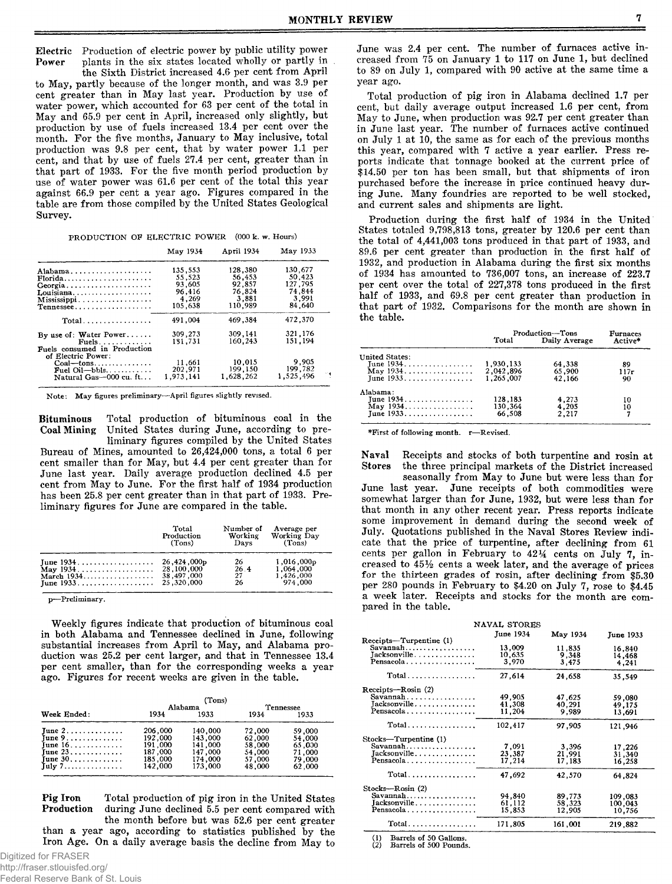**Electric Power** Production of electric power by public utility power plants in the six states located wholly or partly in the Sixth District increased 4.6 per cent from April to May, partly because of the longer month, and was 3.9 per cent greater than in May last year. Production by use of water power, which accounted for 63 per cent of the total in May and 65.9 per cent in April, increased only slightly, but production by use of fuels increased 13.4 per cent over the month. For the five months, January to May inclusive, total production was 9.8 per cent, that by water power 1.1 per cent, and that by use of fuels 27.4 per cent, greater than in that part of 1933. For the five month period production by use of water power was 61.6 per cent of the total this year against 66.9 per cent a year ago. Figures compared in the table are from those compiled by the United States Geological Survey.

PRODUCTION OF ELECTRIC POWER (000 k. w. Hours)

| | May 1934 | April 1934 | May 1933 |
|---|---|---|---|
| Alabama | 135,553 | 128,380 | 130,677 |
| Florida | 55,523 | 56,453 | 50,423 |
| Georgia | 93,605 | 92,857 | 127,795 |
| Louisiana | 96,416 | 76,824 | 74,844 |
| Mississippi | 4,269 | 3,881 | 3,991 |
| Tennessee | 105,638 | 110,989 | 84,640 |
| Total | 491,004 | 469,384 | 472,370 |
| By use of: Water Power | 309,273 | 309,141 | 321,176 |
| Fuels | 181,731 | 160,243 | 151,194 |
| Fuels consumed in Production of Electric Power: | | | |
| Coal—tons | 11,661 | 10,015 | 9,905 |
| Fuel Oil—bbls | 202,971 | 199,150 | 199,782 |
| Natural Gas—000 cu. ft. | 1,973,141 | 1,628,262 | 1,525,496 |

Note: May figures preliminary—April figures slightly revised.

**Bituminous Coal Mining** Total production of bituminous coal in the United States during June, according to preliminary figures compiled by the United States Bureau of Mines, amounted to 26,424,000 tons, a total 6 per cent smaller than for May, but 4.4 per cent greater than for June last year. Daily average production declined 4.5 per cent from May to June. For the first half of 1934 production has been 25.8 per cent greater than in that part of 1933. Preliminary figures for June are compared in the table.

| | Total Production (Tons) | Number of Working Days | Average per Working Day (Tons) |
|---|---|---|---|
| June 1934 | 26,424,000p | 26 | 1,016,000p |
| May 1934 | 28,100,000 | 26.4 | 1,064,000 |
| March 1934 | 38,497,000 | 27 | 1,426,000 |
| June 1933 | 25,320,000 | 26 | 974,000 |

p—Preliminary.

Weekly figures indicate that production of bituminous coal in both Alabama and Tennessee declined in June, following substantial increases from April to May, and Alabama production was 25.2 per cent larger, and that in Tennessee 13.4 per cent smaller, than for the corresponding weeks a year ago. Figures for recent weeks are given in the table.

| Week Ended: | Alabama 1934 (Tons) | Alabama 1933 | Tennessee 1934 | Tennessee 1933 |
|---|---|---|---|---|
| June 2 | 206,000 | 140,000 | 72,000 | 59,000 |
| June 9 | 192,000 | 143,000 | 62,000 | 54,000 |
| June 16 | 191,000 | 141,000 | 58,000 | 65,000 |
| June 23 | 187,000 | 147,000 | 54,000 | 71,000 |
| June 30 | 185,000 | 174,000 | 57,000 | 79,000 |
| July 7 | 142,000 | 173,000 | 48,000 | 62,000 |

**Pig Iron Production** Total production of pig iron in the United States during June declined 5.5 per cent compared with the month before but was 52.6 per cent greater than a year ago, according to statistics published by the Iron Age. On a daily average basis the decline from May to June was 2.4 per cent. The number of furnaces active increased from 75 on January 1 to 117 on June 1, but declined to 89 on July 1, compared with 90 active at the same time a year ago.

Total production of pig iron in Alabama declined 1.7 per cent, but daily average output increased 1.6 per cent, from May to June, when production was 92.7 per cent greater than in June last year. The number of furnaces active continued on July 1 at 10, the same as for each of the previous months this year, compared with 7 active a year earlier. Press reports indicate that tonnage booked at the current price of $14.50 per ton has been small, but that shipments of iron purchased before the increase in price continued heavy during June. Many foundries are reported to be well stocked, and current sales and shipments are light.

Production during the first half of 1934 in the United States totaled 9,798,813 tons, greater by 120.6 per cent than the total of 4,441,003 tons produced in that part of 1933, and 89.6 per cent greater than production in the first half of 1932, and production in Alabama during the first six months of 1934 has amounted to 736,007 tons, an increase of 223.7 per cent over the total of 227,378 tons produced in the first half of 1933, and 69.8 per cent greater than production in that part of 1932. Comparisons for the month are shown in the table.

| | Production—Tons Total | Production—Tons Daily Average | Furnaces Active* |
|---|---|---|---|
| United States: | | | |
| June 1934 | 1,930,133 | 64,338 | 89 |
| May 1934 | 2,042,896 | 65,900 | 117r |
| June 1933 | 1,265,007 | 42,166 | 90 |
| Alabama: | | | |
| June 1934 | 128,183 | 4,273 | 10 |
| May 1934 | 130,364 | 4,205 | 10 |
| June 1933 | 66,508 | 2,217 | 7 |

*First of following month. r—Revised.

**Naval Stores** Receipts and stocks of both turpentine and rosin at the three principal markets of the District increased seasonally from May to June but were less than for June last year. June receipts of both commodities were somewhat larger than for June, 1932, but were less than for that month in any other recent year. Press reports indicate some improvement in demand during the second week of July. Quotations published in the Naval Stores Review indicate that the price of turpentine, after declining from 61 cents per gallon in February to 42¼ cents on July 7, increased to 45½ cents a week later, and the average of prices for the thirteen grades of rosin, after declining from $5.30 per 280 pounds in February to $4.20 on July 7, rose to $4.45 a week later. Receipts and stocks for the month are compared in the table.

NAVAL STORES

| | June 1934 | May 1934 | June 1933 |
|---|---|---|---|
| Receipts—Turpentine (1) | | | |
| Savannah | 13,009 | 11,835 | 16,840 |
| Jacksonville | 10,635 | 9,348 | 14,468 |
| Pensacola | 3,970 | 3,475 | 4,241 |
| Total | 27,614 | 24,658 | 35,549 |
| Receipts—Rosin (2) | | | |
| Savannah | 49,905 | 47,625 | 59,080 |
| Jacksonville | 41,308 | 40,291 | 49,175 |
| Pensacola | 11,204 | 9,989 | 13,691 |
| Total | 102,417 | 97,905 | 121,946 |
| Stocks—Turpentine (1) | | | |
| Savannah | 7,091 | 3,396 | 17,226 |
| Jacksonville | 23,387 | 21,991 | 31,340 |
| Pensacola | 17,214 | 17,183 | 16,258 |
| Total | 47,692 | 42,570 | 64,824 |
| Stocks—Rosin (2) | | | |
| Savannah | 94,840 | 89,773 | 109,083 |
| Jacksonville | 61,112 | 58,323 | 100,043 |
| Pensacola | 15,853 | 12,905 | 10,756 |
| Total | 171,805 | 161,001 | 219,882 |

(1) Barrels of 50 Gallons.
(2) Barrels of 500 Pounds.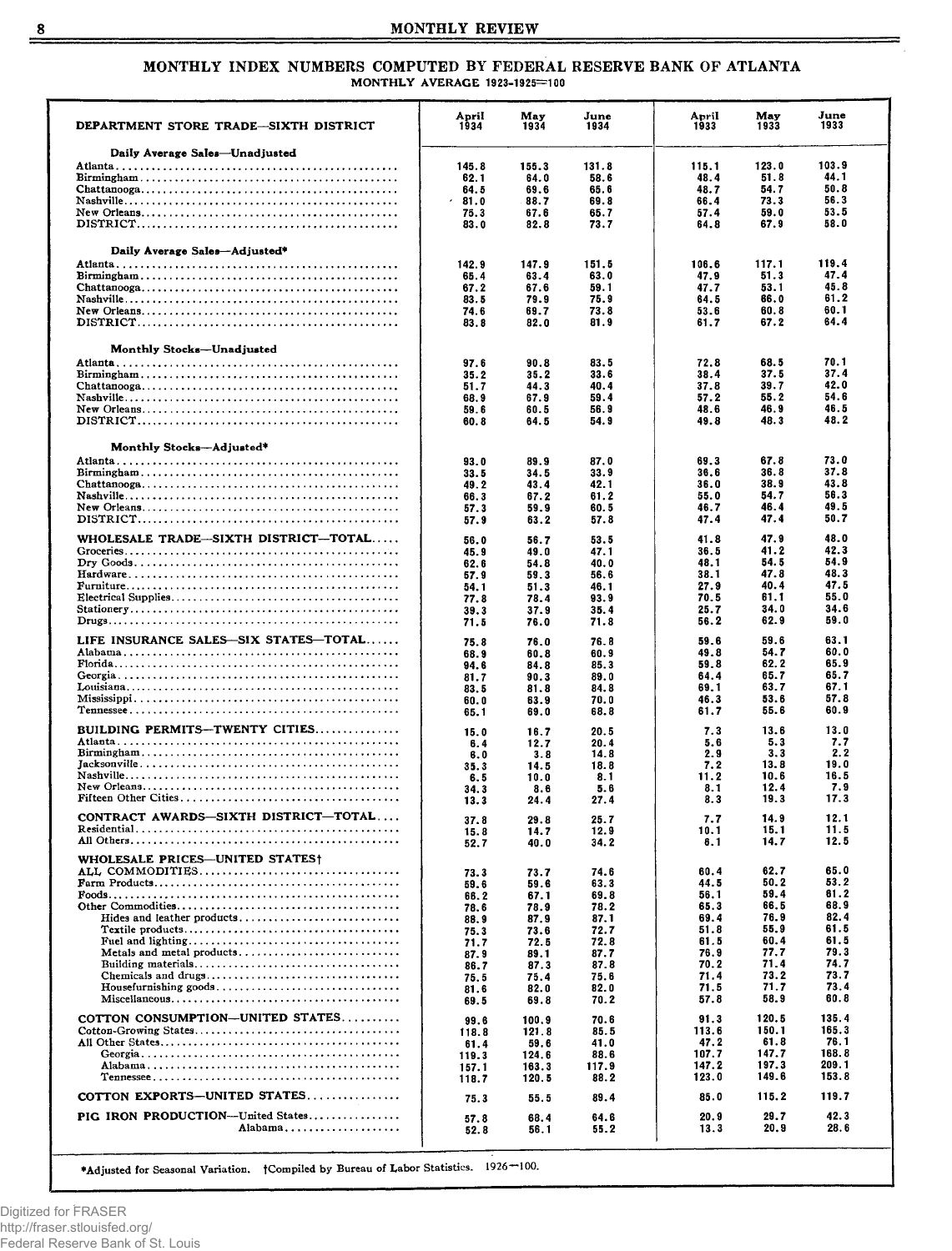## MONTHLY INDEX NUMBERS COMPUTED BY FEDERAL RESERVE BANK OF ATLANTA

MONTHLY AVERAGE 1923-1925=100

| DEPARTMENT STORE TRADE—SIXTH DISTRICT | April 1934 | May 1934 | June 1934 | April 1933 | May 1933 | June 1933 |
|---|---|---|---|---|---|---|
| **Daily Average Sales—Unadjusted** | | | | | | |
| Atlanta | 145.8 | 155.3 | 131.8 | 115.1 | 123.0 | 103.9 |
| Birmingham | 62.1 | 64.0 | 58.6 | 48.4 | 51.8 | 44.1 |
| Chattanooga | 64.5 | 69.6 | 65.6 | 48.7 | 54.7 | 50.8 |
| Nashville | 81.0 | 88.7 | 69.8 | 66.4 | 73.3 | 56.3 |
| New Orleans | 75.3 | 67.6 | 65.7 | 57.4 | 59.0 | 53.5 |
| DISTRICT | 83.0 | 82.8 | 73.7 | 64.8 | 67.9 | 58.0 |
| **Daily Average Sales—Adjusted*** | | | | | | |
| Atlanta | 142.9 | 147.9 | 151.5 | 106.6 | 117.1 | 119.4 |
| Birmingham | 65.4 | 63.4 | 63.0 | 47.9 | 51.3 | 47.4 |
| Chattanooga | 67.2 | 67.6 | 59.1 | 47.7 | 53.1 | 45.8 |
| Nashville | 83.5 | 79.9 | 75.9 | 64.5 | 66.0 | 61.2 |
| New Orleans | 74.6 | 69.7 | 73.8 | 53.6 | 60.8 | 60.1 |
| DISTRICT | 83.8 | 82.0 | 81.9 | 61.7 | 67.2 | 64.4 |
| **Monthly Stocks—Unadjusted** | | | | | | |
| Atlanta | 97.6 | 90.8 | 83.5 | 72.8 | 68.5 | 70.1 |
| Birmingham | 35.2 | 35.2 | 33.6 | 38.4 | 37.5 | 37.4 |
| Chattanooga | 51.7 | 44.3 | 40.4 | 37.8 | 39.7 | 42.0 |
| Nashville | 68.9 | 67.9 | 59.4 | 57.2 | 55.2 | 54.6 |
| New Orleans | 59.6 | 60.5 | 56.9 | 48.6 | 46.9 | 46.5 |
| DISTRICT | 60.8 | 64.5 | 54.9 | 49.8 | 48.3 | 48.2 |
| **Monthly Stocks—Adjusted*** | | | | | | |
| Atlanta | 93.0 | 89.9 | 87.0 | 69.3 | 67.8 | 73.0 |
| Birmingham | 33.5 | 34.5 | 33.9 | 36.6 | 36.8 | 37.8 |
| Chattanooga | 49.2 | 43.4 | 42.1 | 36.0 | 38.9 | 43.8 |
| Nashville | 66.3 | 67.2 | 61.2 | 55.0 | 54.7 | 56.3 |
| New Orleans | 57.3 | 59.9 | 60.5 | 46.7 | 46.4 | 49.5 |
| DISTRICT | 57.9 | 63.2 | 57.8 | 47.4 | 47.4 | 50.7 |
| **WHOLESALE TRADE—SIXTH DISTRICT—TOTAL** | 56.0 | 56.7 | 53.5 | 41.8 | 47.9 | 48.0 |
| Groceries | 45.9 | 49.0 | 47.1 | 36.5 | 41.2 | 42.3 |
| Dry Goods | 62.6 | 54.8 | 40.0 | 48.1 | 54.5 | 54.9 |
| Hardware | 57.9 | 59.3 | 56.6 | 38.1 | 47.8 | 48.3 |
| Furniture | 54.1 | 51.3 | 46.1 | 27.9 | 40.4 | 47.5 |
| Electrical Supplies | 77.8 | 78.4 | 93.9 | 70.5 | 61.1 | 55.0 |
| Stationery | 39.3 | 37.9 | 35.4 | 25.7 | 34.0 | 34.6 |
| Drugs | 71.5 | 76.0 | 71.8 | 56.2 | 62.9 | 59.0 |
| **LIFE INSURANCE SALES—SIX STATES—TOTAL** | 75.8 | 76.0 | 76.8 | 59.6 | 59.6 | 63.1 |
| Alabama | 68.9 | 60.8 | 60.9 | 49.8 | 54.7 | 60.0 |
| Florida | 94.6 | 84.8 | 85.3 | 59.8 | 62.2 | 65.9 |
| Georgia | 81.7 | 90.3 | 89.0 | 64.4 | 65.7 | 65.7 |
| Louisiana | 83.5 | 81.8 | 84.8 | 69.1 | 63.7 | 67.1 |
| Mississippi | 60.0 | 63.9 | 70.0 | 46.3 | 53.6 | 57.8 |
| Tennessee | 65.1 | 69.0 | 68.8 | 61.7 | 55.6 | 60.9 |
| **BUILDING PERMITS—TWENTY CITIES** | 15.0 | 16.7 | 20.5 | 7.3 | 13.6 | 13.0 |
| Atlanta | 6.4 | 12.7 | 20.4 | 5.6 | 5.3 | 7.7 |
| Birmingham | 6.0 | 3.8 | 14.8 | 2.9 | 3.3 | 2.2 |
| Jacksonville | 35.3 | 14.5 | 18.8 | 7.2 | 13.8 | 19.0 |
| Nashville | 6.5 | 10.0 | 8.1 | 11.2 | 10.6 | 16.5 |
| New Orleans | 34.3 | 8.6 | 5.6 | 8.1 | 12.4 | 7.9 |
| Fifteen Other Cities | 13.3 | 24.4 | 27.4 | 8.3 | 19.3 | 17.3 |
| **CONTRACT AWARDS—SIXTH DISTRICT—TOTAL** | 37.8 | 29.8 | 25.7 | 7.7 | 14.9 | 12.1 |
| Residential | 15.8 | 14.7 | 12.9 | 10.1 | 15.1 | 11.5 |
| All Others | 52.7 | 40.0 | 34.2 | 8.1 | 14.7 | 12.5 |
| **WHOLESALE PRICES—UNITED STATES†** | | | | | | |
| ALL COMMODITIES | 73.3 | 73.7 | 74.6 | 60.4 | 62.7 | 65.0 |
| Farm Products | 59.6 | 59.6 | 63.3 | 44.5 | 50.2 | 53.2 |
| Foods | 66.2 | 67.1 | 69.8 | 56.1 | 59.4 | 61.2 |
| Other Commodities | 78.6 | 78.9 | 78.2 | 65.3 | 66.5 | 68.9 |
| Hides and leather products | 88.9 | 87.9 | 87.1 | 69.4 | 76.9 | 82.4 |
| Textile products | 75.3 | 73.6 | 72.7 | 51.8 | 55.9 | 61.5 |
| Fuel and lighting | 71.7 | 72.5 | 72.8 | 61.5 | 60.4 | 61.5 |
| Metals and metal products | 87.9 | 89.1 | 87.7 | 76.9 | 77.7 | 79.3 |
| Building materials | 86.7 | 87.3 | 87.8 | 70.2 | 71.4 | 74.7 |
| Chemicals and drugs | 75.5 | 75.4 | 75.6 | 71.4 | 73.2 | 73.7 |
| Housefurnishing goods | 81.6 | 82.0 | 82.0 | 71.5 | 71.7 | 73.4 |
| Miscellaneous | 69.5 | 69.8 | 70.2 | 57.8 | 58.9 | 60.8 |
| **COTTON CONSUMPTION—UNITED STATES** | 99.6 | 100.9 | 70.6 | 91.3 | 120.5 | 135.4 |
| Cotton-Growing States | 118.8 | 121.8 | 85.5 | 113.6 | 150.1 | 165.3 |
| All Other States | 61.4 | 59.6 | 41.0 | 47.2 | 61.8 | 76.1 |
| Georgia | 119.3 | 124.6 | 88.6 | 107.7 | 147.7 | 168.8 |
| Alabama | 157.1 | 163.3 | 117.9 | 147.2 | 197.3 | 209.1 |
| Tennessee | 118.7 | 120.5 | 88.2 | 123.0 | 149.6 | 153.8 |
| **COTTON EXPORTS—UNITED STATES** | 75.3 | 55.5 | 89.4 | 85.0 | 115.2 | 119.7 |
| **PIG IRON PRODUCTION**—United States | 57.8 | 68.4 | 64.6 | 20.9 | 29.7 | 42.3 |
| Alabama | 52.8 | 56.1 | 55.2 | 13.3 | 20.9 | 28.6 |

*Adjusted for Seasonal Variation. †Compiled by Bureau of Labor Statistics. 1926—100.